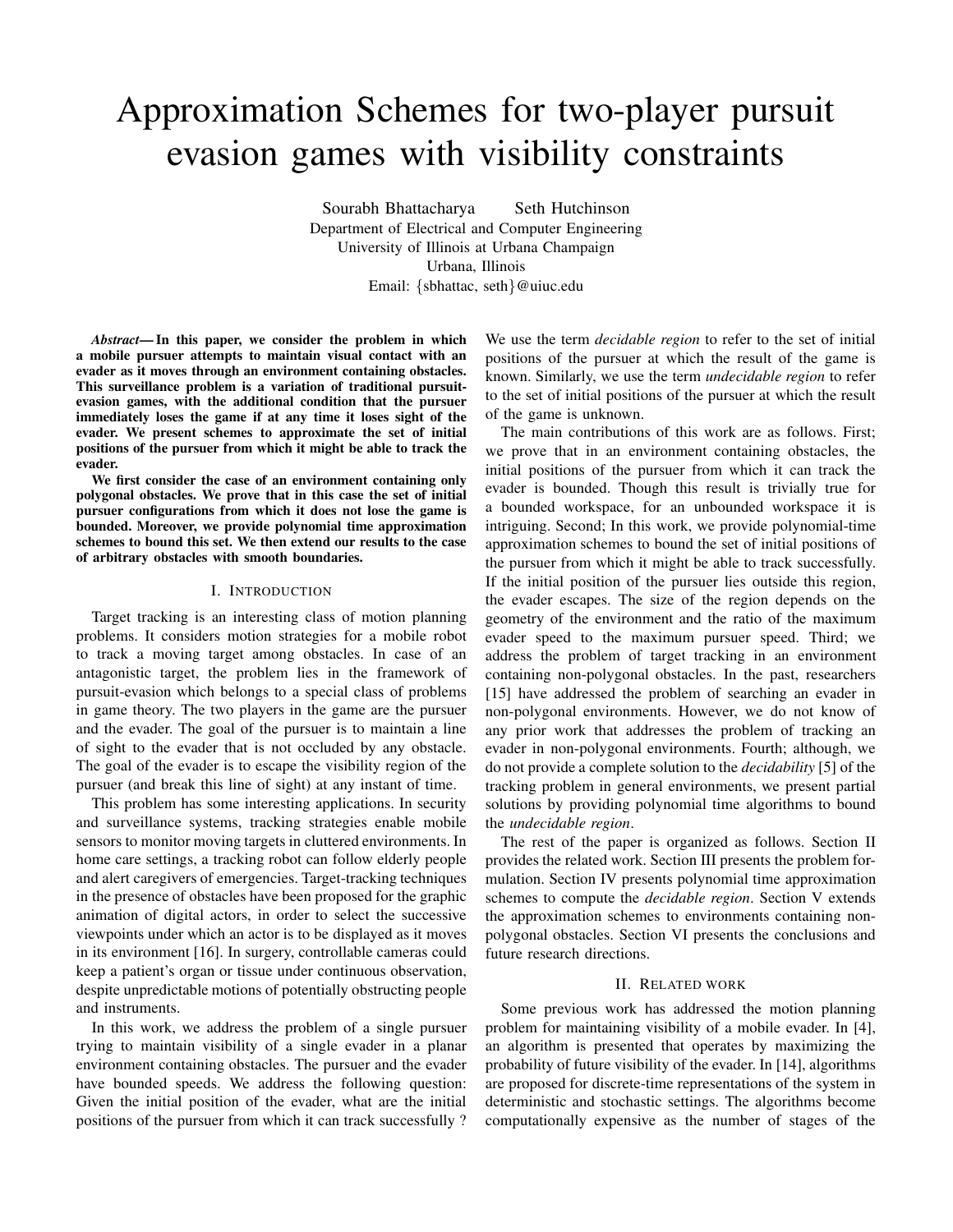# Approximation Schemes for two-player pursuit evasion games with visibility constraints

Sourabh Bhattacharya Seth Hutchinson
Department of Electrical and Computer Engineering
University of Illinois at Urbana Champaign
Urbana, Illinois
Email: {sbhattac, seth}@uiuc.edu

***Abstract*— In this paper, we consider the problem in which a mobile pursuer attempts to maintain visual contact with an evader as it moves through an environment containing obstacles. This surveillance problem is a variation of traditional pursuit-evasion games, with the additional condition that the pursuer immediately loses the game if at any time it loses sight of the evader. We present schemes to approximate the set of initial positions of the pursuer from which it might be able to track the evader.**

**We first consider the case of an environment containing only polygonal obstacles. We prove that in this case the set of initial pursuer configurations from which it does not lose the game is bounded. Moreover, we provide polynomial time approximation schemes to bound this set. We then extend our results to the case of arbitrary obstacles with smooth boundaries.**

## I. Introduction

Target tracking is an interesting class of motion planning problems. It considers motion strategies for a mobile robot to track a moving target among obstacles. In case of an antagonistic target, the problem lies in the framework of pursuit-evasion which belongs to a special class of problems in game theory. The two players in the game are the pursuer and the evader. The goal of the pursuer is to maintain a line of sight to the evader that is not occluded by any obstacle. The goal of the evader is to escape the visibility region of the pursuer (and break this line of sight) at any instant of time.

This problem has some interesting applications. In security and surveillance systems, tracking strategies enable mobile sensors to monitor moving targets in cluttered environments. In home care settings, a tracking robot can follow elderly people and alert caregivers of emergencies. Target-tracking techniques in the presence of obstacles have been proposed for the graphic animation of digital actors, in order to select the successive viewpoints under which an actor is to be displayed as it moves in its environment [16]. In surgery, controllable cameras could keep a patient's organ or tissue under continuous observation, despite unpredictable motions of potentially obstructing people and instruments.

In this work, we address the problem of a single pursuer trying to maintain visibility of a single evader in a planar environment containing obstacles. The pursuer and the evader have bounded speeds. We address the following question: Given the initial position of the evader, what are the initial positions of the pursuer from which it can track successfully ? We use the term *decidable region* to refer to the set of initial positions of the pursuer at which the result of the game is known. Similarly, we use the term *undecidable region* to refer to the set of initial positions of the pursuer at which the result of the game is unknown.

The main contributions of this work are as follows. First; we prove that in an environment containing obstacles, the initial positions of the pursuer from which it can track the evader is bounded. Though this result is trivially true for a bounded workspace, for an unbounded workspace it is intriguing. Second; In this work, we provide polynomial-time approximation schemes to bound the set of initial positions of the pursuer from which it might be able to track successfully. If the initial position of the pursuer lies outside this region, the evader escapes. The size of the region depends on the geometry of the environment and the ratio of the maximum evader speed to the maximum pursuer speed. Third; we address the problem of target tracking in an environment containing non-polygonal obstacles. In the past, researchers [15] have addressed the problem of searching an evader in non-polygonal environments. However, we do not know of any prior work that addresses the problem of tracking an evader in non-polygonal environments. Fourth; although, we do not provide a complete solution to the *decidability* [5] of the tracking problem in general environments, we present partial solutions by providing polynomial time algorithms to bound the *undecidable region*.

The rest of the paper is organized as follows. Section II provides the related work. Section III presents the problem formulation. Section IV presents polynomial time approximation schemes to compute the *decidable region*. Section V extends the approximation schemes to environments containing non-polygonal obstacles. Section VI presents the conclusions and future research directions.

## II. Related work

Some previous work has addressed the motion planning problem for maintaining visibility of a mobile evader. In [4], an algorithm is presented that operates by maximizing the probability of future visibility of the evader. In [14], algorithms are proposed for discrete-time representations of the system in deterministic and stochastic settings. The algorithms become computationally expensive as the number of stages of the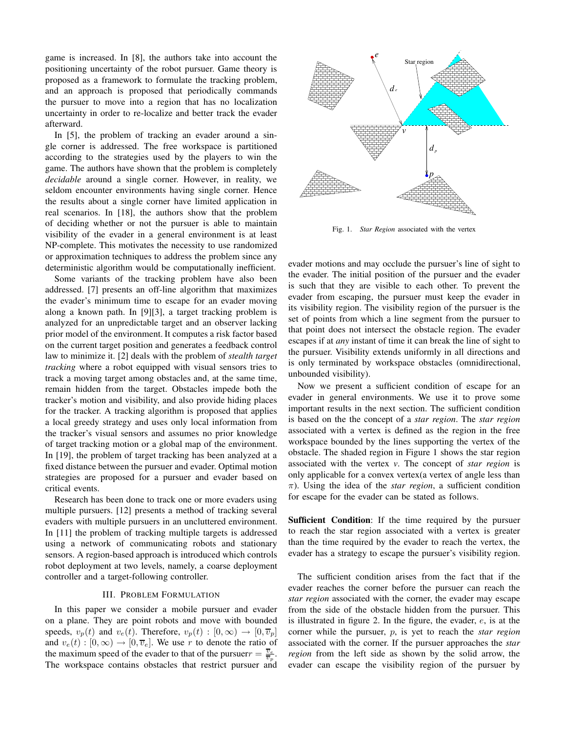game is increased. In [8], the authors take into account the positioning uncertainty of the robot pursuer. Game theory is proposed as a framework to formulate the tracking problem, and an approach is proposed that periodically commands the pursuer to move into a region that has no localization uncertainty in order to re-localize and better track the evader afterward.

In [5], the problem of tracking an evader around a single corner is addressed. The free workspace is partitioned according to the strategies used by the players to win the game. The authors have shown that the problem is completely *decidable* around a single corner. However, in reality, we seldom encounter environments having single corner. Hence the results about a single corner have limited application in real scenarios. In [18], the authors show that the problem of deciding whether or not the pursuer is able to maintain visibility of the evader in a general environment is at least NP-complete. This motivates the necessity to use randomized or approximation techniques to address the problem since any deterministic algorithm would be computationally inefficient.

Some variants of the tracking problem have also been addressed. [7] presents an off-line algorithm that maximizes the evader's minimum time to escape for an evader moving along a known path. In [9][3], a target tracking problem is analyzed for an unpredictable target and an observer lacking prior model of the environment. It computes a risk factor based on the current target position and generates a feedback control law to minimize it. [2] deals with the problem of *stealth target tracking* where a robot equipped with visual sensors tries to track a moving target among obstacles and, at the same time, remain hidden from the target. Obstacles impede both the tracker's motion and visibility, and also provide hiding places for the tracker. A tracking algorithm is proposed that applies a local greedy strategy and uses only local information from the tracker's visual sensors and assumes no prior knowledge of target tracking motion or a global map of the environment. In [19], the problem of target tracking has been analyzed at a fixed distance between the pursuer and evader. Optimal motion strategies are proposed for a pursuer and evader based on critical events.

Research has been done to track one or more evaders using multiple pursuers. [12] presents a method of tracking several evaders with multiple pursuers in an uncluttered environment. In [11] the problem of tracking multiple targets is addressed using a network of communicating robots and stationary sensors. A region-based approach is introduced which controls robot deployment at two levels, namely, a coarse deployment controller and a target-following controller.

## III. Problem Formulation

In this paper we consider a mobile pursuer and evader on a plane. They are point robots and move with bounded speeds, $v_p(t)$ and $v_e(t)$. Therefore, $v_p(t) : [0, \infty) \rightarrow [0, \overline{v}_p]$ and $v_e(t) : [0, \infty) \rightarrow [0, \overline{v}_e]$. We use $r$ to denote the ratio of the maximum speed of the evader to that of the pursuer$r = \frac{\overline{v}_e}{\overline{v}_p}$. The workspace contains obstacles that restrict pursuer and evader motions and may occlude the pursuer's line of sight to the evader. The initial position of the pursuer and the evader is such that they are visible to each other. To prevent the evader from escaping, the pursuer must keep the evader in its visibility region. The visibility region of the pursuer is the set of points from which a line segment from the pursuer to that point does not intersect the obstacle region. The evader escapes if at *any* instant of time it can break the line of sight to the pursuer. Visibility extends uniformly in all directions and is only terminated by workspace obstacles (omnidirectional, unbounded visibility).

e
Star region
$d_e$
v
$d_p$
p

Fig. 1. *Star Region* associated with the vertex

Now we present a sufficient condition of escape for an evader in general environments. We use it to prove some important results in the next section. The sufficient condition is based on the the concept of a *star region*. The *star region* associated with a vertex is defined as the region in the free workspace bounded by the lines supporting the vertex of the obstacle. The shaded region in Figure 1 shows the star region associated with the vertex *v*. The concept of *star region* is only applicable for a convex vertex(a vertex of angle less than $\pi$). Using the idea of the *star region*, a sufficient condition for escape for the evader can be stated as follows.

**Sufficient Condition**: If the time required by the pursuer to reach the star region associated with a vertex is greater than the time required by the evader to reach the vertex, the evader has a strategy to escape the pursuer's visibility region.

The sufficient condition arises from the fact that if the evader reaches the corner before the pursuer can reach the *star region* associated with the corner, the evader may escape from the side of the obstacle hidden from the pursuer. This is illustrated in figure 2. In the figure, the evader, $e$, is at the corner while the pursuer, $p$, is yet to reach the *star region* associated with the corner. If the pursuer approaches the *star region* from the left side as shown by the solid arrow, the evader can escape the visibility region of the pursuer by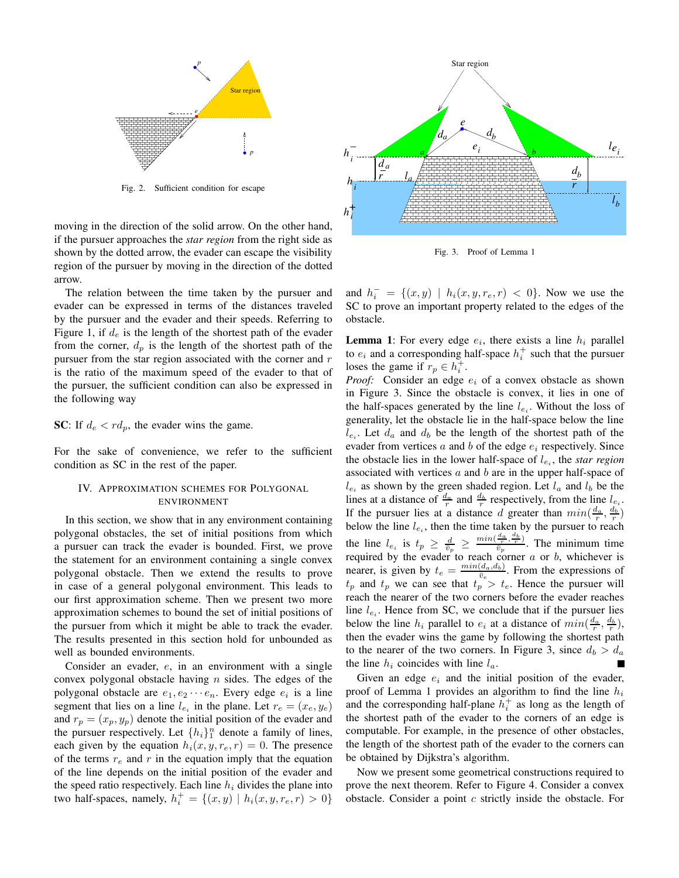Fig. 2. Sufficient condition for escape

moving in the direction of the solid arrow. On the other hand, if the pursuer approaches the *star region* from the right side as shown by the dotted arrow, the evader can escape the visibility region of the pursuer by moving in the direction of the dotted arrow.

The relation between the time taken by the pursuer and evader can be expressed in terms of the distances traveled by the pursuer and the evader and their speeds. Referring to Figure 1, if $d_e$ is the length of the shortest path of the evader from the corner, $d_p$ is the length of the shortest path of the pursuer from the star region associated with the corner and $r$ is the ratio of the maximum speed of the evader to that of the pursuer, the sufficient condition can also be expressed in the following way

**SC**: If $d_e < rd_p$, the evader wins the game.

For the sake of convenience, we refer to the sufficient condition as SC in the rest of the paper.

## IV. Approximation schemes for Polygonal environment

In this section, we show that in any environment containing polygonal obstacles, the set of initial positions from which a pursuer can track the evader is bounded. First, we prove the statement for an environment containing a single convex polygonal obstacle. Then we extend the results to prove in case of a general polygonal environment. This leads to our first approximation scheme. Then we present two more approximation schemes to bound the set of initial positions of the pursuer from which it might be able to track the evader. The results presented in this section hold for unbounded as well as bounded environments.

Consider an evader, $e$, in an environment with a single convex polygonal obstacle having $n$ sides. The edges of the polygonal obstacle are $e_1, e_2 \cdots e_n$. Every edge $e_i$ is a line segment that lies on a line $l_{e_i}$ in the plane. Let $r_e = (x_e, y_e)$ and $r_p = (x_p, y_p)$ denote the initial position of the evader and the pursuer respectively. Let $\{h_i\}_1^n$ denote a family of lines, each given by the equation $h_i(x, y, r_e, r) = 0$. The presence of the terms $r_e$ and $r$ in the equation imply that the equation of the line depends on the initial position of the evader and the speed ratio respectively. Each line $h_i$ divides the plane into two half-spaces, namely, $h_i^+ = \{(x, y) \mid h_i(x, y, r_e, r) > 0\}$ and $h_i^- = \{(x, y) \mid h_i(x, y, r_e, r) < 0\}$. Now we use the SC to prove an important property related to the edges of the obstacle.

Fig. 3. Proof of Lemma 1

**Lemma 1**: For every edge $e_i$, there exists a line $h_i$ parallel to $e_i$ and a corresponding half-space $h_i^+$ such that the pursuer loses the game if $r_p \in h_i^+$.

*Proof:* Consider an edge $e_i$ of a convex obstacle as shown in Figure 3. Since the obstacle is convex, it lies in one of the half-spaces generated by the line $l_{e_i}$. Without the loss of generality, let the obstacle lie in the half-space below the line $l_{e_i}$. Let $d_a$ and $d_b$ be the length of the shortest path of the evader from vertices $a$ and $b$ of the edge $e_i$ respectively. Since the obstacle lies in the lower half-space of $l_{e_i}$, the *star region* associated with vertices $a$ and $b$ are in the upper half-space of $l_{e_i}$ as shown by the green shaded region. Let $l_a$ and $l_b$ be the lines at a distance of $\frac{d_a}{r}$ and $\frac{d_b}{r}$ respectively, from the line $l_{e_i}$. If the pursuer lies at a distance $d$ greater than $min(\frac{d_a}{r}, \frac{d_b}{r})$ below the line $l_{e_i}$, then the time taken by the pursuer to reach the line $l_{e_i}$ is $t_p \geq \frac{d}{\bar{v}_p} \geq \frac{min(\frac{d_a}{r}, \frac{d_b}{r})}{\bar{v}_p}$. The minimum time required by the evader to reach corner $a$ or $b$, whichever is nearer, is given by $t_e = \frac{min(d_a, d_b)}{\bar{v}_e}$. From the expressions of $t_p$ and $t_p$ we can see that $t_p > t_e$. Hence the pursuer will reach the nearer of the two corners before the evader reaches line $l_{e_i}$. Hence from SC, we conclude that if the pursuer lies below the line $h_i$ parallel to $e_i$ at a distance of $min(\frac{d_a}{r}, \frac{d_b}{r})$, then the evader wins the game by following the shortest path to the nearer of the two corners. In Figure 3, since $d_b > d_a$ the line $h_i$ coincides with line $l_a$. ■

Given an edge $e_i$ and the initial position of the evader, proof of Lemma 1 provides an algorithm to find the line $h_i$ and the corresponding half-plane $h_i^+$ as long as the length of the shortest path of the evader to the corners of an edge is computable. For example, in the presence of other obstacles, the length of the shortest path of the evader to the corners can be obtained by Dijkstra's algorithm.

Now we present some geometrical constructions required to prove the next theorem. Refer to Figure 4. Consider a convex obstacle. Consider a point $c$ strictly inside the obstacle. For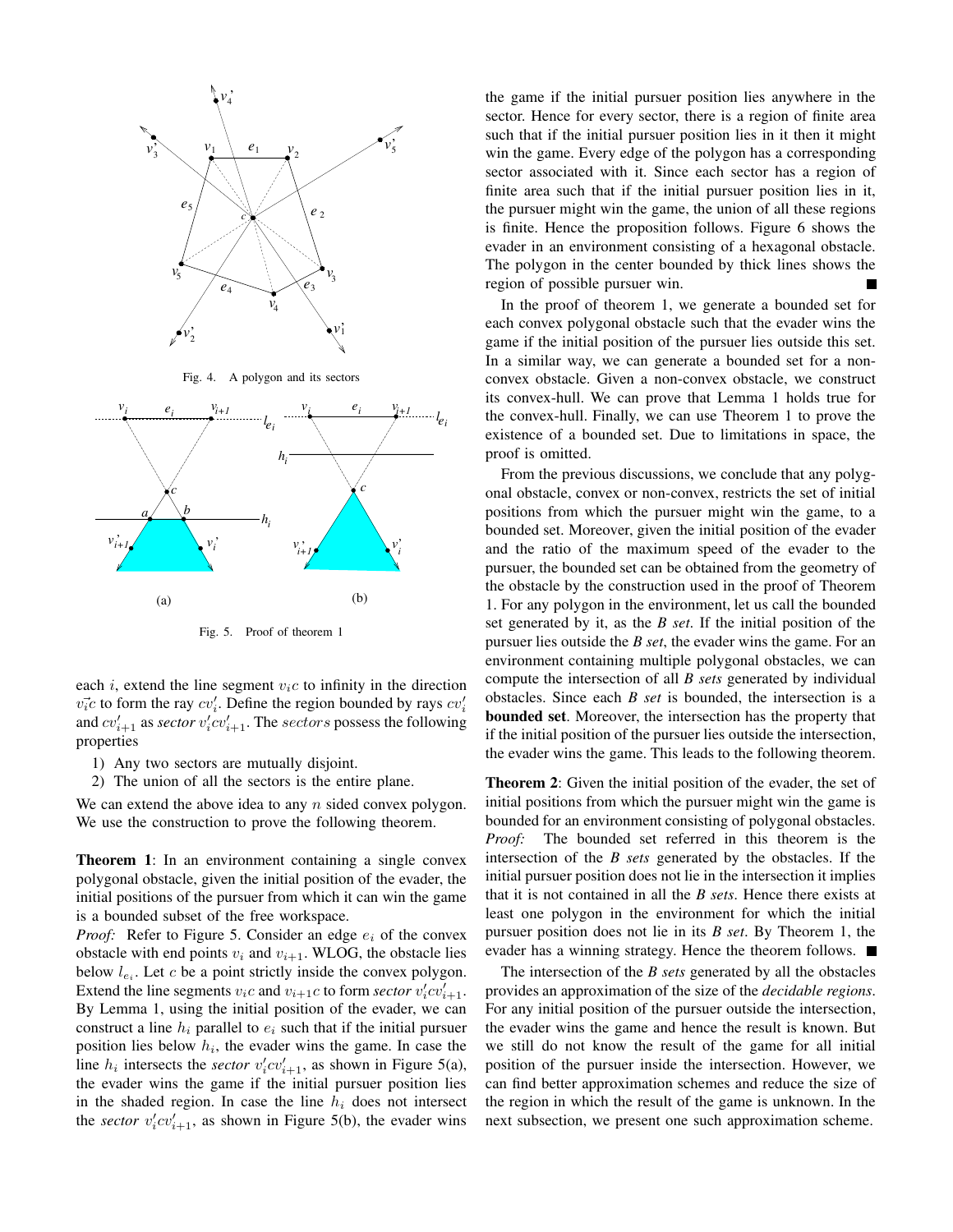Fig. 4. A polygon and its sectors

(a)

(b)

Fig. 5. Proof of theorem 1

each $i$, extend the line segment $v_i c$ to infinity in the direction $\vec{v_i c}$ to form the ray $cv_i'$. Define the region bounded by rays $cv_i'$ and $cv_{i+1}'$ as *sector* $v_i' c v_{i+1}'$. The $sectors$ possess the following properties

1) Any two sectors are mutually disjoint.
2) The union of all the sectors is the entire plane.

We can extend the above idea to any $n$ sided convex polygon. We use the construction to prove the following theorem.

**Theorem 1**: In an environment containing a single convex polygonal obstacle, given the initial position of the evader, the initial positions of the pursuer from which it can win the game is a bounded subset of the free workspace.

*Proof:* Refer to Figure 5. Consider an edge $e_i$ of the convex obstacle with end points $v_i$ and $v_{i+1}$. WLOG, the obstacle lies below $l_{e_i}$. Let $c$ be a point strictly inside the convex polygon. Extend the line segments $v_i c$ and $v_{i+1} c$ to form *sector* $v_i' c v_{i+1}'$. By Lemma 1, using the initial position of the evader, we can construct a line $h_i$ parallel to $e_i$ such that if the initial pursuer position lies below $h_i$, the evader wins the game. In case the line $h_i$ intersects the *sector* $v_i' c v_{i+1}'$, as shown in Figure 5(a), the evader wins the game if the initial pursuer position lies in the shaded region. In case the line $h_i$ does not intersect the *sector* $v_i' c v_{i+1}'$, as shown in Figure 5(b), the evader wins the game if the initial pursuer position lies anywhere in the sector. Hence for every sector, there is a region of finite area such that if the initial pursuer position lies in it then it might win the game. Every edge of the polygon has a corresponding sector associated with it. Since each sector has a region of finite area such that if the initial pursuer position lies in it, the pursuer might win the game, the union of all these regions is finite. Hence the proposition follows. Figure 6 shows the evader in an environment consisting of a hexagonal obstacle. The polygon in the center bounded by thick lines shows the region of possible pursuer win. ■

In the proof of theorem 1, we generate a bounded set for each convex polygonal obstacle such that the evader wins the game if the initial position of the pursuer lies outside this set. In a similar way, we can generate a bounded set for a non-convex obstacle. Given a non-convex obstacle, we construct its convex-hull. We can prove that Lemma 1 holds true for the convex-hull. Finally, we can use Theorem 1 to prove the existence of a bounded set. Due to limitations in space, the proof is omitted.

From the previous discussions, we conclude that any polygonal obstacle, convex or non-convex, restricts the set of initial positions from which the pursuer might win the game, to a bounded set. Moreover, given the initial position of the evader and the ratio of the maximum speed of the evader to the pursuer, the bounded set can be obtained from the geometry of the obstacle by the construction used in the proof of Theorem 1. For any polygon in the environment, let us call the bounded set generated by it, as the *B set*. If the initial position of the pursuer lies outside the *B set*, the evader wins the game. For an environment containing multiple polygonal obstacles, we can compute the intersection of all *B sets* generated by individual obstacles. Since each *B set* is bounded, the intersection is a **bounded set**. Moreover, the intersection has the property that if the initial position of the pursuer lies outside the intersection, the evader wins the game. This leads to the following theorem.

**Theorem 2**: Given the initial position of the evader, the set of initial positions from which the pursuer might win the game is bounded for an environment consisting of polygonal obstacles.
*Proof:* The bounded set referred in this theorem is the intersection of the *B sets* generated by the obstacles. If the initial pursuer position does not lie in the intersection it implies that it is not contained in all the *B sets*. Hence there exists at least one polygon in the environment for which the initial pursuer position does not lie in its *B set*. By Theorem 1, the evader has a winning strategy. Hence the theorem follows. ■

The intersection of the *B sets* generated by all the obstacles provides an approximation of the size of the *decidable regions*. For any initial position of the pursuer outside the intersection, the evader wins the game and hence the result is known. But we still do not know the result of the game for all initial position of the pursuer inside the intersection. However, we can find better approximation schemes and reduce the size of the region in which the result of the game is unknown. In the next subsection, we present one such approximation scheme.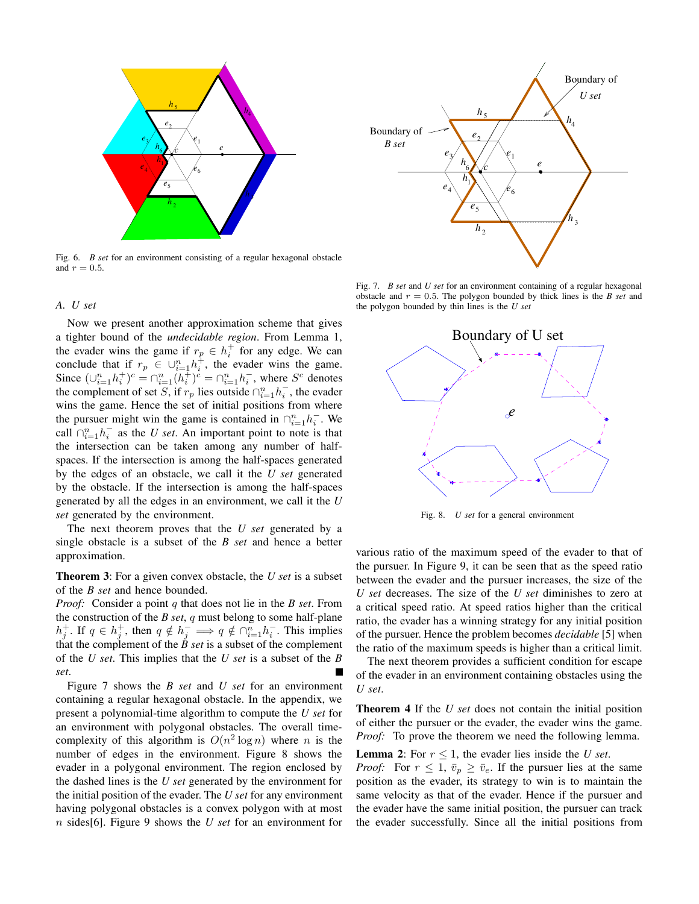Fig. 6. *B set* for an environment consisting of a regular hexagonal obstacle and $r = 0.5$.

Fig. 7. *B set* and *U set* for an environment containing of a regular hexagonal obstacle and $r = 0.5$. The polygon bounded by thick lines is the *B set* and the polygon bounded by thin lines is the *U set*

Fig. 8. *U set* for a general environment

### A. U set

Now we present another approximation scheme that gives a tighter bound of the *undecidable region*. From Lemma 1, the evader wins the game if $r_p \in h_i^+$ for any edge. We can conclude that if $r_p \in \cup_{i=1}^n h_i^+$, the evader wins the game. Since $(\cup_{i=1}^n h_i^+)^c = \cap_{i=1}^n (h_i^+)^c = \cap_{i=1}^n h_i^-$, where $S^c$ denotes the complement of set $S$, if $r_p$ lies outside $\cap_{i=1}^n h_i^-$, the evader wins the game. Hence the set of initial positions from where the pursuer might win the game is contained in $\cap_{i=1}^n h_i^-$. We call $\cap_{i=1}^n h_i^-$ as the *U set*. An important point to note is that the intersection can be taken among any number of half-spaces. If the intersection is among the half-spaces generated by the edges of an obstacle, we call it the *U set* generated by the obstacle. If the intersection is among the half-spaces generated by all the edges in an environment, we call it the *U set* generated by the environment.

The next theorem proves that the *U set* generated by a single obstacle is a subset of the *B set* and hence a better approximation.

**Theorem 3**: For a given convex obstacle, the *U set* is a subset of the *B set* and hence bounded.

*Proof:* Consider a point $q$ that does not lie in the *B set*. From the construction of the *B set*, $q$ must belong to some half-plane $h_j^+$. If $q \in h_j^+$, then $q \notin h_j^- \implies q \notin \cap_{i=1}^n h_i^-$. This implies that the complement of the *B set* is a subset of the complement of the *U set*. This implies that the *U set* is a subset of the *B set*. ■

Figure 7 shows the *B set* and *U set* for an environment containing a regular hexagonal obstacle. In the appendix, we present a polynomial-time algorithm to compute the *U set* for an environment with polygonal obstacles. The overall time-complexity of this algorithm is $O(n^2 \log n)$ where $n$ is the number of edges in the environment. Figure 8 shows the evader in a polygonal environment. The region enclosed by the dashed lines is the *U set* generated by the environment for the initial position of the evader. The *U set* for any environment having polygonal obstacles is a convex polygon with at most $n$ sides[6]. Figure 9 shows the *U set* for an environment for various ratio of the maximum speed of the evader to that of the pursuer. In Figure 9, it can be seen that as the speed ratio between the evader and the pursuer increases, the size of the *U set* decreases. The size of the *U set* diminishes to zero at a critical speed ratio. At speed ratios higher than the critical ratio, the evader has a winning strategy for any initial position of the pursuer. Hence the problem becomes *decidable* [5] when the ratio of the maximum speeds is higher than a critical limit.

The next theorem provides a sufficient condition for escape of the evader in an environment containing obstacles using the *U set*.

**Theorem 4** If the *U set* does not contain the initial position of either the pursuer or the evader, the evader wins the game.

*Proof:* To prove the theorem we need the following lemma.

**Lemma 2**: For $r \leq 1$, the evader lies inside the *U set*.

*Proof:* For $r \leq 1$, $\bar{v}_p \geq \bar{v}_e$. If the pursuer lies at the same position as the evader, its strategy to win is to maintain the same velocity as that of the evader. Hence if the pursuer and the evader have the same initial position, the pursuer can track the evader successfully. Since all the initial positions from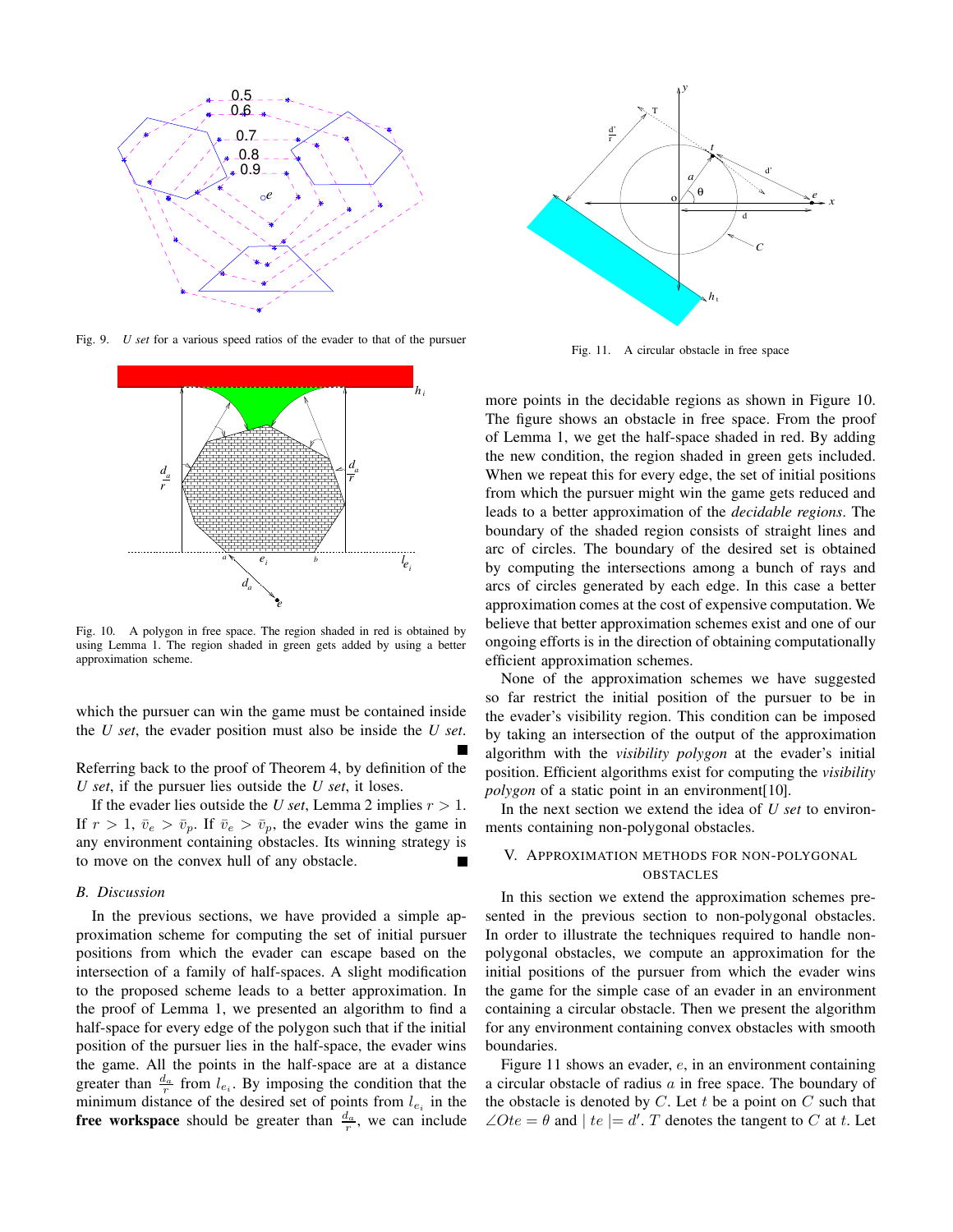0.5
0.6
0.7
0.8
0.9
e

Fig. 9. *U set* for a various speed ratios of the evader to that of the pursuer

$h_i$
$\frac{d_a}{r}$
$\frac{d_a}{r}$
a
$e_i$
b
$l_{e_i}$
$d_a$
e

Fig. 10. A polygon in free space. The region shaded in red is obtained by using Lemma 1. The region shaded in green gets added by using a better approximation scheme.

which the pursuer can win the game must be contained inside the *U set*, the evader position must also be inside the *U set*. ∎

Referring back to the proof of Theorem 4, by definition of the *U set*, if the pursuer lies outside the *U set*, it loses.

If the evader lies outside the *U set*, Lemma 2 implies $r > 1$. If $r > 1$, $\bar{v}_e > \bar{v}_p$. If $\bar{v}_e > \bar{v}_p$, the evader wins the game in any environment containing obstacles. Its winning strategy is to move on the convex hull of any obstacle. ∎

### *B. Discussion*

In the previous sections, we have provided a simple approximation scheme for computing the set of initial pursuer positions from which the evader can escape based on the intersection of a family of half-spaces. A slight modification to the proposed scheme leads to a better approximation. In the proof of Lemma 1, we presented an algorithm to find a half-space for every edge of the polygon such that if the initial position of the pursuer lies in the half-space, the evader wins the game. All the points in the half-space are at a distance greater than $\frac{d_a}{r}$ from $l_{e_i}$. By imposing the condition that the minimum distance of the desired set of points from $l_{e_i}$ in the **free workspace** should be greater than $\frac{d_a}{r}$, we can include more points in the decidable regions as shown in Figure 10. The figure shows an obstacle in free space. From the proof of Lemma 1, we get the half-space shaded in red. By adding the new condition, the region shaded in green gets included. When we repeat this for every edge, the set of initial positions from which the pursuer might win the game gets reduced and leads to a better approximation of the *decidable regions*. The boundary of the shaded region consists of straight lines and arc of circles. The boundary of the desired set is obtained by computing the intersections among a bunch of rays and arcs of circles generated by each edge. In this case a better approximation comes at the cost of expensive computation. We believe that better approximation schemes exist and one of our ongoing efforts is in the direction of obtaining computationally efficient approximation schemes.

None of the approximation schemes we have suggested so far restrict the initial position of the pursuer to be in the evader's visibility region. This condition can be imposed by taking an intersection of the output of the approximation algorithm with the *visibility polygon* at the evader's initial position. Efficient algorithms exist for computing the *visibility polygon* of a static point in an environment[10].

In the next section we extend the idea of *U set* to environments containing non-polygonal obstacles.

y
T
$\frac{d'}{r}$
t
d'
a
θ
o
e
x
d
C
$h_t$

Fig. 11. A circular obstacle in free space

## V. Approximation methods for non-polygonal obstacles

In this section we extend the approximation schemes presented in the previous section to non-polygonal obstacles. In order to illustrate the techniques required to handle non-polygonal obstacles, we compute an approximation for the initial positions of the pursuer from which the evader wins the game for the simple case of an evader in an environment containing a circular obstacle. Then we present the algorithm for any environment containing convex obstacles with smooth boundaries.

Figure 11 shows an evader, $e$, in an environment containing a circular obstacle of radius $a$ in free space. The boundary of the obstacle is denoted by $C$. Let $t$ be a point on $C$ such that $\angle Ote = \theta$ and $\mid te \mid = d'$. $T$ denotes the tangent to $C$ at $t$. Let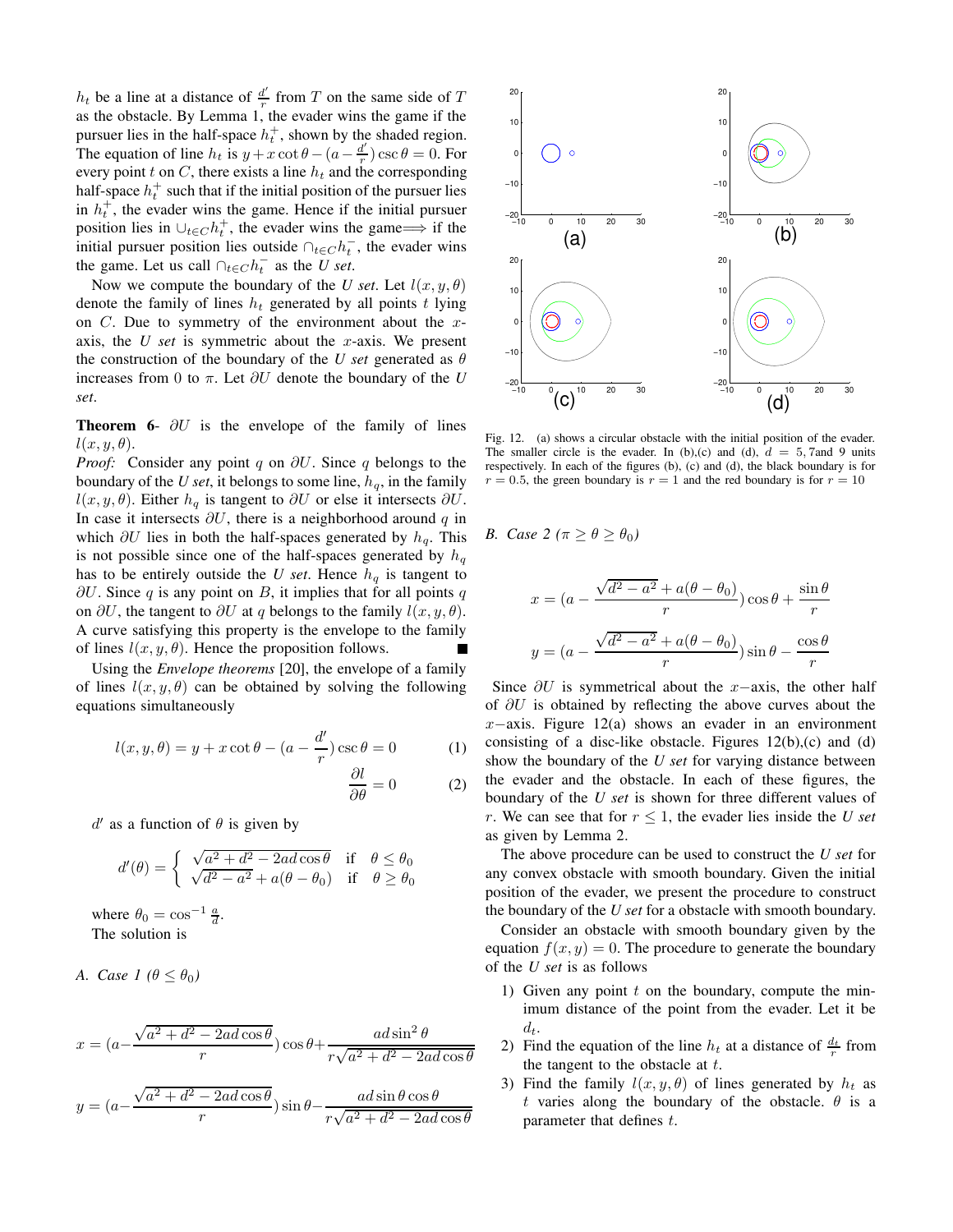$h_t$ be a line at a distance of $\frac{d'}{r}$ from $T$ on the same side of $T$ as the obstacle. By Lemma 1, the evader wins the game if the pursuer lies in the half-space $h_t^+$, shown by the shaded region. The equation of line $h_t$ is $y + x\cot\theta - (a - \frac{d'}{r})\csc\theta = 0$. For every point $t$ on $C$, there exists a line $h_t$ and the corresponding half-space $h_t^+$ such that if the initial position of the pursuer lies in $h_t^+$, the evader wins the game. Hence if the initial pursuer position lies in $\cup_{t\in C} h_t^+$, the evader wins the game$\Longrightarrow$ if the initial pursuer position lies outside $\cap_{t\in C} h_t^-$, the evader wins the game. Let us call $\cap_{t\in C} h_t^-$ as the *U set*.

Now we compute the boundary of the *U set*. Let $l(x, y, \theta)$ denote the family of lines $h_t$ generated by all points $t$ lying on $C$. Due to symmetry of the environment about the $x$-axis, the *U set* is symmetric about the $x$-axis. We present the construction of the boundary of the *U set* generated as $\theta$ increases from 0 to $\pi$. Let $\partial U$ denote the boundary of the *U set*.

**Theorem 6**- $\partial U$ is the envelope of the family of lines $l(x, y, \theta)$.

*Proof:* Consider any point $q$ on $\partial U$. Since $q$ belongs to the boundary of the *U set*, it belongs to some line, $h_q$, in the family $l(x, y, \theta)$. Either $h_q$ is tangent to $\partial U$ or else it intersects $\partial U$. In case it intersects $\partial U$, there is a neighborhood around $q$ in which $\partial U$ lies in both the half-spaces generated by $h_q$. This is not possible since one of the half-spaces generated by $h_q$ has to be entirely outside the *U set*. Hence $h_q$ is tangent to $\partial U$. Since $q$ is any point on $B$, it implies that for all points $q$ on $\partial U$, the tangent to $\partial U$ at $q$ belongs to the family $l(x, y, \theta)$. A curve satisfying this property is the envelope to the family of lines $l(x, y, \theta)$. Hence the proposition follows. ∎

Using the *Envelope theorems* [20], the envelope of a family of lines $l(x, y, \theta)$ can be obtained by solving the following equations simultaneously

$$l(x, y, \theta) = y + x\cot\theta - (a - \frac{d'}{r})\csc\theta = 0 \quad (1)$$

$$\frac{\partial l}{\partial \theta} = 0 \quad (2)$$

$d'$ as a function of $\theta$ is given by

$$d'(\theta) = \begin{cases} \sqrt{a^2 + d^2 - 2ad\cos\theta} & \text{if} \quad \theta \leq \theta_0 \\ \sqrt{d^2 - a^2} + a(\theta - \theta_0) & \text{if} \quad \theta \geq \theta_0 \end{cases}$$

where $\theta_0 = \cos^{-1}\frac{a}{d}$.

The solution is

### A. Case 1 ($\theta \leq \theta_0$)

$$x = (a - \frac{\sqrt{a^2 + d^2 - 2ad\cos\theta}}{r})\cos\theta + \frac{ad\sin^2\theta}{r\sqrt{a^2 + d^2 - 2ad\cos\theta}}$$

$$y = (a - \frac{\sqrt{a^2 + d^2 - 2ad\cos\theta}}{r})\sin\theta - \frac{ad\sin\theta\cos\theta}{r\sqrt{a^2 + d^2 - 2ad\cos\theta}}$$

Fig. 12. (a) shows a circular obstacle with the initial position of the evader. The smaller circle is the evader. In (b),(c) and (d), $d = 5, 7$and 9 units respectively. In each of the figures (b), (c) and (d), the black boundary is for $r = 0.5$, the green boundary is $r = 1$ and the red boundary is for $r = 10$

### B. Case 2 ($\pi \geq \theta \geq \theta_0$)

$$x = (a - \frac{\sqrt{d^2 - a^2} + a(\theta - \theta_0)}{r})\cos\theta + \frac{\sin\theta}{r}$$

$$y = (a - \frac{\sqrt{d^2 - a^2} + a(\theta - \theta_0)}{r})\sin\theta - \frac{\cos\theta}{r}$$

Since $\partial U$ is symmetrical about the $x-$axis, the other half of $\partial U$ is obtained by reflecting the above curves about the $x-$axis. Figure 12(a) shows an evader in an environment consisting of a disc-like obstacle. Figures 12(b),(c) and (d) show the boundary of the *U set* for varying distance between the evader and the obstacle. In each of these figures, the boundary of the *U set* is shown for three different values of $r$. We can see that for $r \leq 1$, the evader lies inside the *U set* as given by Lemma 2.

The above procedure can be used to construct the *U set* for any convex obstacle with smooth boundary. Given the initial position of the evader, we present the procedure to construct the boundary of the *U set* for a obstacle with smooth boundary.

Consider an obstacle with smooth boundary given by the equation $f(x, y) = 0$. The procedure to generate the boundary of the *U set* is as follows

1) Given any point $t$ on the boundary, compute the minimum distance of the point from the evader. Let it be $d_t$.
2) Find the equation of the line $h_t$ at a distance of $\frac{d_t}{r}$ from the tangent to the obstacle at $t$.
3) Find the family $l(x, y, \theta)$ of lines generated by $h_t$ as $t$ varies along the boundary of the obstacle. $\theta$ is a parameter that defines $t$.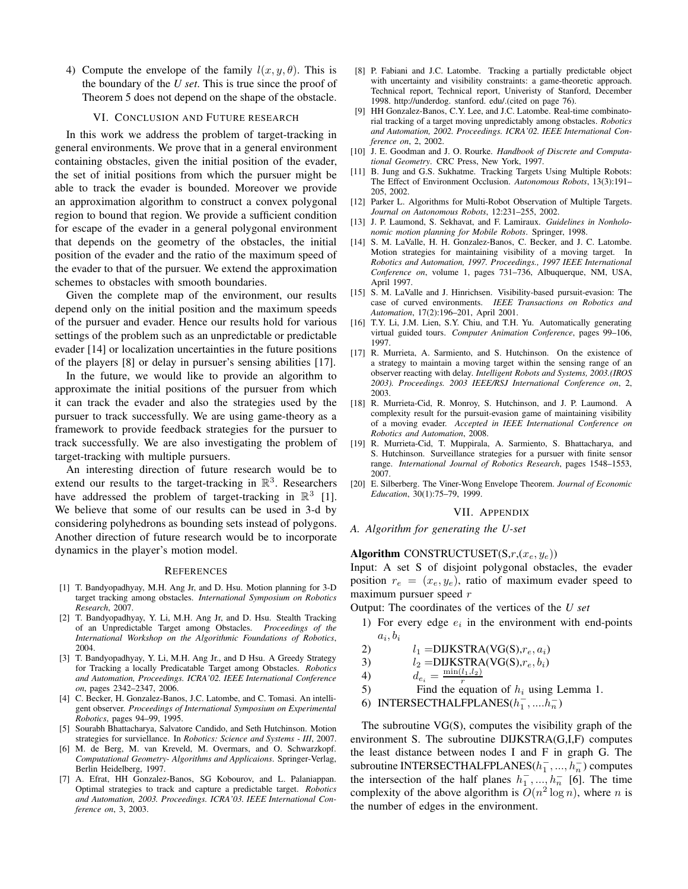4) Compute the envelope of the family $l(x, y, \theta)$. This is the boundary of the *U set*. This is true since the proof of Theorem 5 does not depend on the shape of the obstacle.

## VI. Conclusion and Future research

In this work we address the problem of target-tracking in general environments. We prove that in a general environment containing obstacles, given the initial position of the evader, the set of initial positions from which the pursuer might be able to track the evader is bounded. Moreover we provide an approximation algorithm to construct a convex polygonal region to bound that region. We provide a sufficient condition for escape of the evader in a general polygonal environment that depends on the geometry of the obstacles, the initial position of the evader and the ratio of the maximum speed of the evader to that of the pursuer. We extend the approximation schemes to obstacles with smooth boundaries.

Given the complete map of the environment, our results depend only on the initial position and the maximum speeds of the pursuer and evader. Hence our results hold for various settings of the problem such as an unpredictable or predictable evader [14] or localization uncertainties in the future positions of the players [8] or delay in pursuer's sensing abilities [17].

In the future, we would like to provide an algorithm to approximate the initial positions of the pursuer from which it can track the evader and also the strategies used by the pursuer to track successfully. We are using game-theory as a framework to provide feedback strategies for the pursuer to track successfully. We are also investigating the problem of target-tracking with multiple pursuers.

An interesting direction of future research would be to extend our results to the target-tracking in $\mathbb{R}^3$. Researchers have addressed the problem of target-tracking in $\mathbb{R}^3$ [1]. We believe that some of our results can be used in 3-d by considering polyhedrons as bounding sets instead of polygons. Another direction of future research would be to incorporate dynamics in the player's motion model.

## References

[1] T. Bandyopadhyay, M.H. Ang Jr, and D. Hsu. Motion planning for 3-D target tracking among obstacles. *International Symposium on Robotics Research*, 2007.

[2] T. Bandyopadhyay, Y. Li, M.H. Ang Jr, and D. Hsu. Stealth Tracking of an Unpredictable Target among Obstacles. *Proceedings of the International Workshop on the Algorithmic Foundations of Robotics*, 2004.

[3] T. Bandyopadhyay, Y. Li, M.H. Ang Jr., and D Hsu. A Greedy Strategy for Tracking a locally Predicatable Target among Obstacles. *Robotics and Automation, Proceedings. ICRA'02. IEEE International Conference on*, pages 2342–2347, 2006.

[4] C. Becker, H. Gonzalez-Banos, J.C. Latombe, and C. Tomasi. An intelligent observer. *Proceedings of International Symposium on Experimental Robotics*, pages 94–99, 1995.

[5] Sourabh Bhattacharya, Salvatore Candido, and Seth Hutchinson. Motion strategies for surviellance. In *Robotics: Science and Systems - III*, 2007.

[6] M. de Berg, M. van Kreveld, M. Overmars, and O. Schwarzkopf. *Computational Geometry- Algorithms and Applicaions*. Springer-Verlag, Berlin Heidelberg, 1997.

[7] A. Efrat, HH Gonzalez-Banos, SG Kobourov, and L. Palaniappan. Optimal strategies to track and capture a predictable target. *Robotics and Automation, 2003. Proceedings. ICRA'03. IEEE International Conference on*, 3, 2003.

[8] P. Fabiani and J.C. Latombe. Tracking a partially predictable object with uncertainty and visibility constraints: a game-theoretic approach. Technical report, Technical report, Univeristy of Stanford, December 1998. http://underdog. stanford. edu/.(cited on page 76).

[9] HH Gonzalez-Banos, C.Y. Lee, and J.C. Latombe. Real-time combinatorial tracking of a target moving unpredictably among obstacles. *Robotics and Automation, 2002. Proceedings. ICRA'02. IEEE International Conference on*, 2, 2002.

[10] J. E. Goodman and J. O. Rourke. *Handbook of Discrete and Computational Geometry*. CRC Press, New York, 1997.

[11] B. Jung and G.S. Sukhatme. Tracking Targets Using Multiple Robots: The Effect of Environment Occlusion. *Autonomous Robots*, 13(3):191–205, 2002.

[12] Parker L. Algorithms for Multi-Robot Observation of Multiple Targets. *Journal on Autonomous Robots*, 12:231–255, 2002.

[13] J. P. Laumond, S. Sekhavat, and F. Lamiraux. *Guidelines in Nonholonomic motion planning for Mobile Robots*. Springer, 1998.

[14] S. M. LaValle, H. H. Gonzalez-Banos, C. Becker, and J. C. Latombe. Motion strategies for maintaining visibility of a moving target. In *Robotics and Automation, 1997. Proceedings., 1997 IEEE International Conference on*, volume 1, pages 731–736, Albuquerque, NM, USA, April 1997.

[15] S. M. LaValle and J. Hinrichsen. Visibility-based pursuit-evasion: The case of curved environments. *IEEE Transactions on Robotics and Automation*, 17(2):196–201, April 2001.

[16] T.Y. Li, J.M. Lien, S.Y. Chiu, and T.H. Yu. Automatically generating virtual guided tours. *Computer Animation Conference*, pages 99–106, 1997.

[17] R. Murrieta, A. Sarmiento, and S. Hutchinson. On the existence of a strategy to maintain a moving target within the sensing range of an observer reacting with delay. *Intelligent Robots and Systems, 2003.(IROS 2003). Proceedings. 2003 IEEE/RSJ International Conference on*, 2, 2003.

[18] R. Murrieta-Cid, R. Monroy, S. Hutchinson, and J. P. Laumond. A complexity result for the pursuit-evasion game of maintaining visibility of a moving evader. *Accepted in IEEE International Conference on Robotics and Automation*, 2008.

[19] R. Murrieta-Cid, T. Muppirala, A. Sarmiento, S. Bhattacharya, and S. Hutchinson. Surveillance strategies for a pursuer with finite sensor range. *International Journal of Robotics Research*, pages 1548–1553, 2007.

[20] E. Silberberg. The Viner-Wong Envelope Theorem. *Journal of Economic Education*, 30(1):75–79, 1999.

## VII. Appendix

### A. Algorithm for generating the U-set

**Algorithm** CONSTRUCTUSET(S,$r$,$(x_e, y_e)$)

Input: A set S of disjoint polygonal obstacles, the evader position $r_e = (x_e, y_e)$, ratio of maximum evader speed to maximum pursuer speed $r$

Output: The coordinates of the vertices of the *U set*

1) For every edge $e_i$ in the environment with end-points $a_i, b_i$
2) $\quad l_1$ =DIJKSTRA(VG(S),$r_e$, $a_i$)
3) $\quad l_2$ =DIJKSTRA(VG(S),$r_e$, $b_i$)
4) $\quad d_{e_i} = \frac{\min(l_1, l_2)}{r}$
5) $\quad$ Find the equation of $h_i$ using Lemma 1.
6) INTERSECTHALFPLANES($h_1^-, ....h_n^-$)

The subroutine VG(S), computes the visibility graph of the environment S. The subroutine DIJKSTRA(G,I,F) computes the least distance between nodes I and F in graph G. The subroutine INTERSECTHALFPLANES($h_1^-, ..., h_n^-$) computes the intersection of the half planes $h_1^-, ..., h_n^-$ [6]. The time complexity of the above algorithm is $O(n^2 \log n)$, where $n$ is the number of edges in the environment.